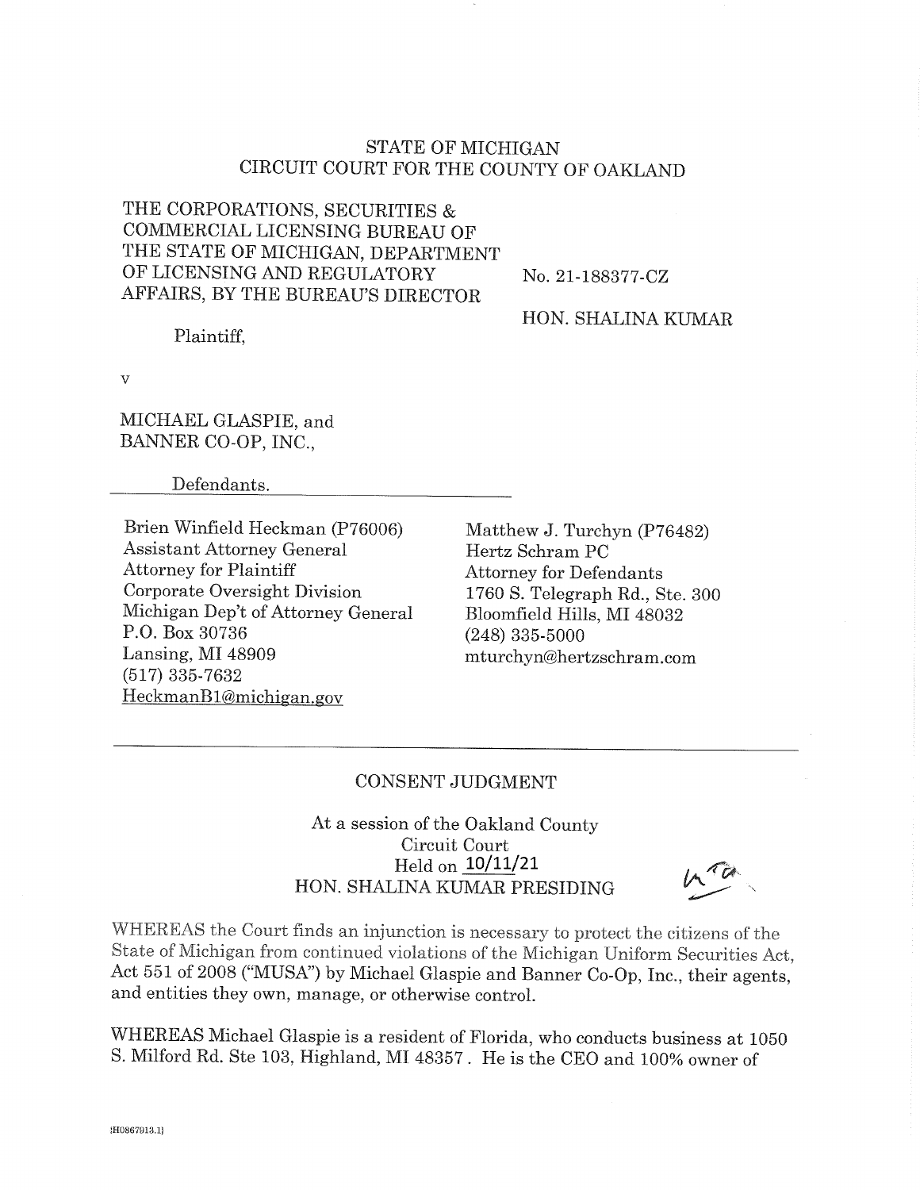STATE OF MICHIGAN
CIRCUIT COURT FOR THE COUNTY OF OAKLAND

THE CORPORATIONS, SECURITIES & COMMERCIAL LICENSING BUREAU OF THE STATE OF MICHIGAN, DEPARTMENT OF LICENSING AND REGULATORY AFFAIRS, BY THE BUREAU'S DIRECTOR

Plaintiff,

No. 21-188377-CZ

HON. SHALINA KUMAR

v

MICHAEL GLASPIE, and
BANNER CO-OP, INC.,

Defendants.

| | |
|---|---|
| Brien Winfield Heckman (P76006)<br>Assistant Attorney General<br>Attorney for Plaintiff<br>Corporate Oversight Division<br>Michigan Dep't of Attorney General<br>P.O. Box 30736<br>Lansing, MI 48909<br>(517) 335-7632<br>HeckmanB1@michigan.gov | Matthew J. Turchyn (P76482)<br>Hertz Schram PC<br>Attorney for Defendants<br>1760 S. Telegraph Rd., Ste. 300<br>Bloomfield Hills, MI 48032<br>(248) 335-5000<br>mturchyn@hertzschram.com |

## CONSENT JUDGMENT

At a session of the Oakland County Circuit Court
Held on 10/11/21
HON. SHALINA KUMAR PRESIDING

WHEREAS the Court finds an injunction is necessary to protect the citizens of the State of Michigan from continued violations of the Michigan Uniform Securities Act, Act 551 of 2008 ("MUSA") by Michael Glaspie and Banner Co-Op, Inc., their agents, and entities they own, manage, or otherwise control.

WHEREAS Michael Glaspie is a resident of Florida, who conducts business at 1050 S. Milford Rd. Ste 103, Highland, MI 48357. He is the CEO and 100% owner of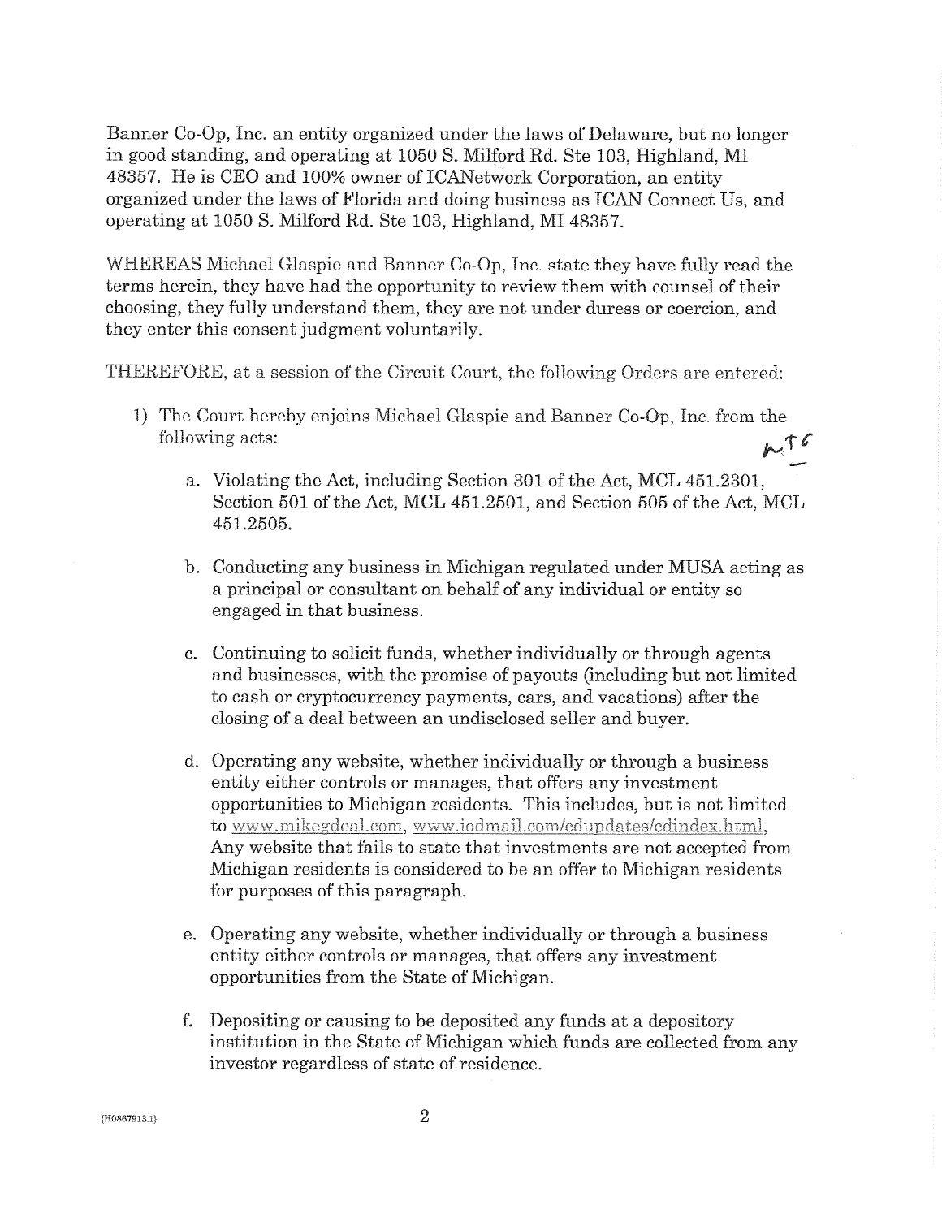Banner Co-Op, Inc. an entity organized under the laws of Delaware, but no longer in good standing, and operating at 1050 S. Milford Rd. Ste 103, Highland, MI 48357. He is CEO and 100% owner of ICANetwork Corporation, an entity organized under the laws of Florida and doing business as ICAN Connect Us, and operating at 1050 S. Milford Rd. Ste 103, Highland, MI 48357.

WHEREAS Michael Glaspie and Banner Co-Op, Inc. state they have fully read the terms herein, they have had the opportunity to review them with counsel of their choosing, they fully understand them, they are not under duress or coercion, and they enter this consent judgment voluntarily.

THEREFORE, at a session of the Circuit Court, the following Orders are entered:

1) The Court hereby enjoins Michael Glaspie and Banner Co-Op, Inc. from the following acts:

   a. Violating the Act, including Section 301 of the Act, MCL 451.2301, Section 501 of the Act, MCL 451.2501, and Section 505 of the Act, MCL 451.2505.

   b. Conducting any business in Michigan regulated under MUSA acting as a principal or consultant on behalf of any individual or entity so engaged in that business.

   c. Continuing to solicit funds, whether individually or through agents and businesses, with the promise of payouts (including but not limited to cash or cryptocurrency payments, cars, and vacations) after the closing of a deal between an undisclosed seller and buyer.

   d. Operating any website, whether individually or through a business entity either controls or manages, that offers any investment opportunities to Michigan residents. This includes, but is not limited to www.mikegdeal.com, www.iodmail.com/cdupdates/cdindex.html, Any website that fails to state that investments are not accepted from Michigan residents is considered to be an offer to Michigan residents for purposes of this paragraph.

   e. Operating any website, whether individually or through a business entity either controls or manages, that offers any investment opportunities from the State of Michigan.

   f. Depositing or causing to be deposited any funds at a depository institution in the State of Michigan which funds are collected from any investor regardless of state of residence.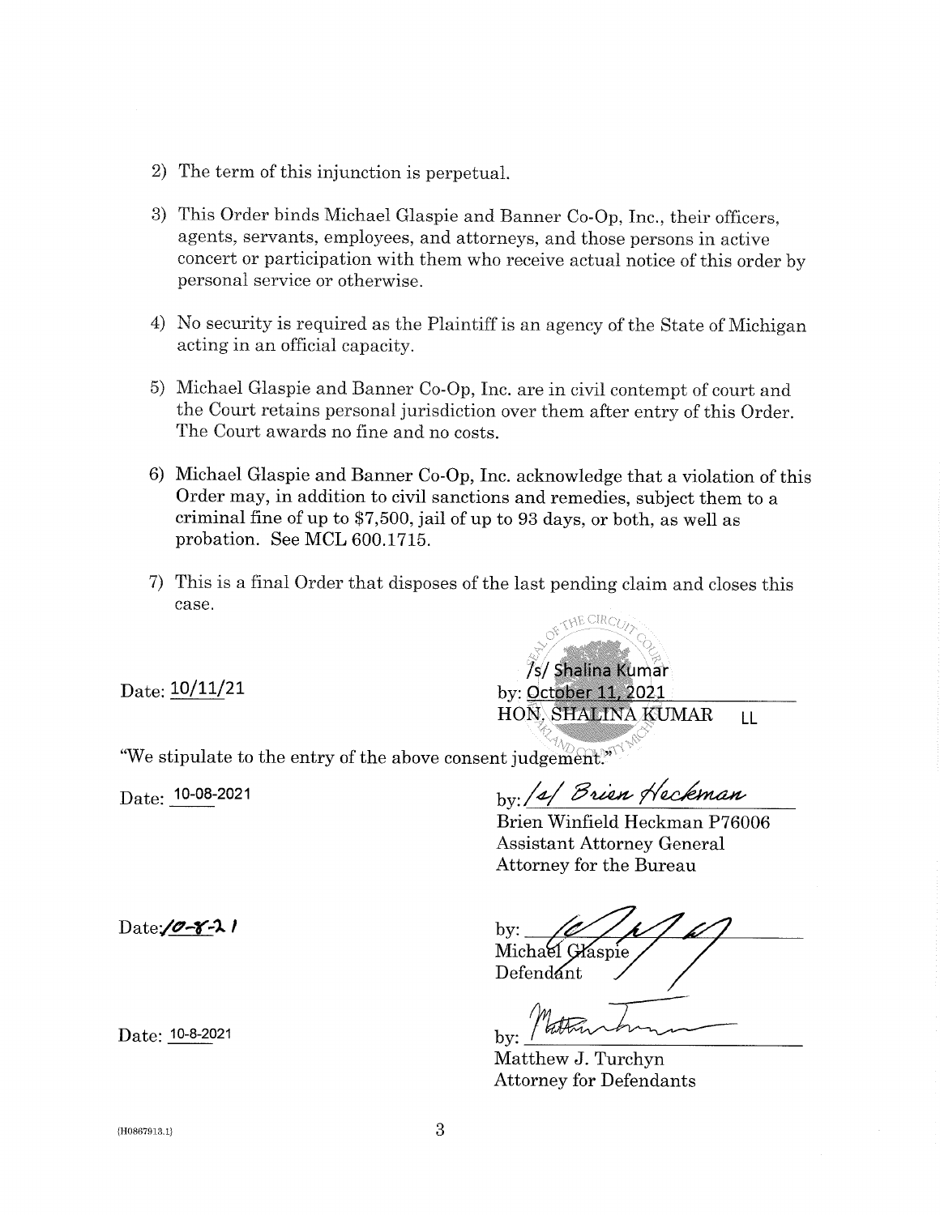2) The term of this injunction is perpetual.

3) This Order binds Michael Glaspie and Banner Co-Op, Inc., their officers, agents, servants, employees, and attorneys, and those persons in active concert or participation with them who receive actual notice of this order by personal service or otherwise.

4) No security is required as the Plaintiff is an agency of the State of Michigan acting in an official capacity.

5) Michael Glaspie and Banner Co-Op, Inc. are in civil contempt of court and the Court retains personal jurisdiction over them after entry of this Order. The Court awards no fine and no costs.

6) Michael Glaspie and Banner Co-Op, Inc. acknowledge that a violation of this Order may, in addition to civil sanctions and remedies, subject them to a criminal fine of up to $7,500, jail of up to 93 days, or both, as well as probation. See MCL 600.1715.

7) This is a final Order that disposes of the last pending claim and closes this case.

Date: 10/11/21

/s/ Shalina Kumar
by: October 11, 2021
HON. SHALINA KUMAR LL

"We stipulate to the entry of the above consent judgement."

Date: 10-08-2021

by: /s/ Brien Heckman
Brien Winfield Heckman P76006
Assistant Attorney General
Attorney for the Bureau

Date: 10-8-21

by: [signature]
Michael Glaspie
Defendant

Date: 10-8-2021

by: [signature]
Matthew J. Turchyn
Attorney for Defendants

{H0867913.1}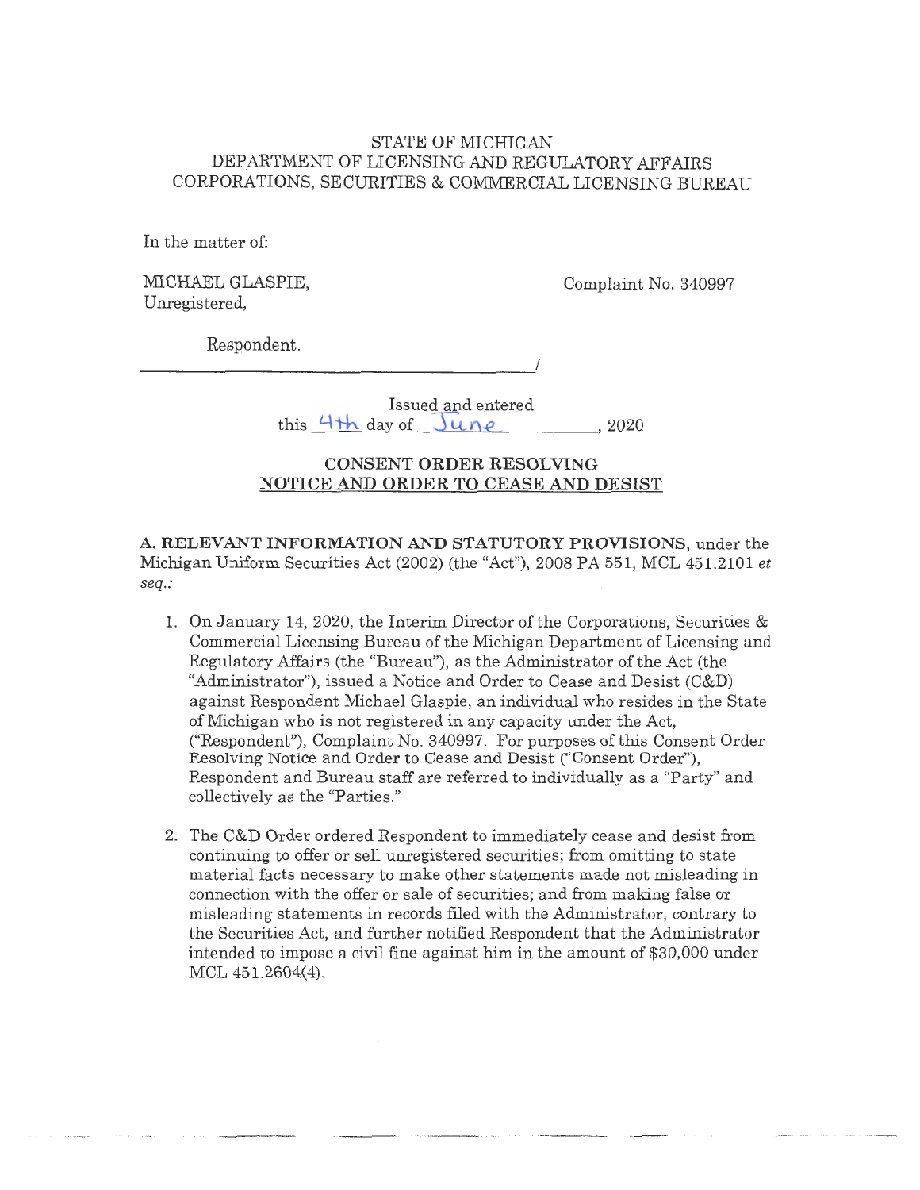STATE OF MICHIGAN
DEPARTMENT OF LICENSING AND REGULATORY AFFAIRS
CORPORATIONS, SECURITIES & COMMERCIAL LICENSING BUREAU

In the matter of:

MICHAEL GLASPIE,
Unregistered,

Complaint No. 340997

Respondent.

_______________________________________/

Issued and entered
this 4th day of June, 2020

**CONSENT ORDER RESOLVING**
**NOTICE AND ORDER TO CEASE AND DESIST**

**A. RELEVANT INFORMATION AND STATUTORY PROVISIONS**, under the Michigan Uniform Securities Act (2002) (the "Act"), 2008 PA 551, MCL 451.2101 *et seq.*:

1. On January 14, 2020, the Interim Director of the Corporations, Securities & Commercial Licensing Bureau of the Michigan Department of Licensing and Regulatory Affairs (the "Bureau"), as the Administrator of the Act (the "Administrator"), issued a Notice and Order to Cease and Desist (C&D) against Respondent Michael Glaspie, an individual who resides in the State of Michigan who is not registered in any capacity under the Act, ("Respondent"), Complaint No. 340997. For purposes of this Consent Order Resolving Notice and Order to Cease and Desist ("Consent Order"), Respondent and Bureau staff are referred to individually as a "Party" and collectively as the "Parties."

2. The C&D Order ordered Respondent to immediately cease and desist from continuing to offer or sell unregistered securities; from omitting to state material facts necessary to make other statements made not misleading in connection with the offer or sale of securities; and from making false or misleading statements in records filed with the Administrator, contrary to the Securities Act, and further notified Respondent that the Administrator intended to impose a civil fine against him in the amount of $30,000 under MCL 451.2604(4).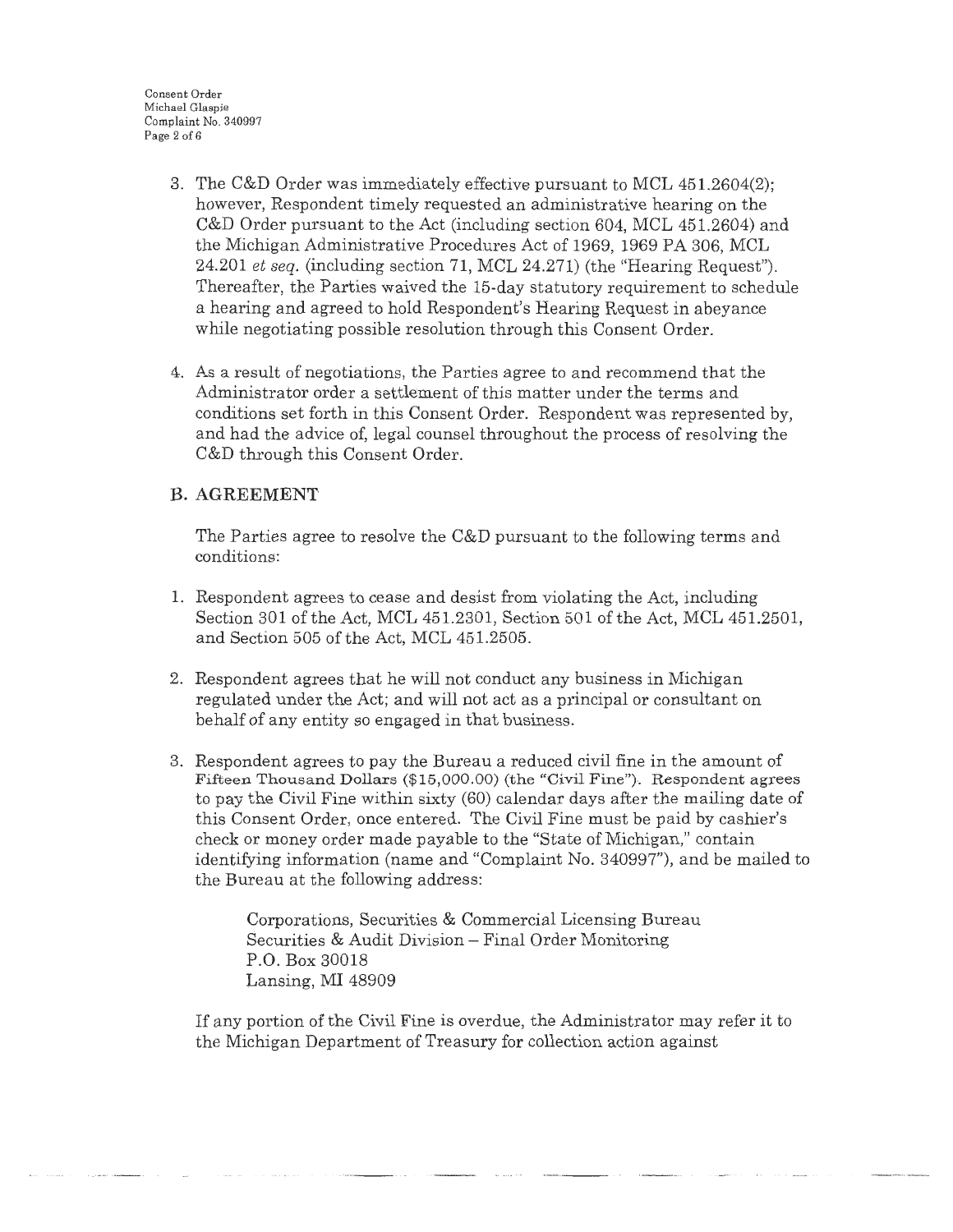3. The C&D Order was immediately effective pursuant to MCL 451.2604(2); however, Respondent timely requested an administrative hearing on the C&D Order pursuant to the Act (including section 604, MCL 451.2604) and the Michigan Administrative Procedures Act of 1969, 1969 PA 306, MCL 24.201 *et seq.* (including section 71, MCL 24.271) (the "Hearing Request"). Thereafter, the Parties waived the 15-day statutory requirement to schedule a hearing and agreed to hold Respondent's Hearing Request in abeyance while negotiating possible resolution through this Consent Order.

4. As a result of negotiations, the Parties agree to and recommend that the Administrator order a settlement of this matter under the terms and conditions set forth in this Consent Order. Respondent was represented by, and had the advice of, legal counsel throughout the process of resolving the C&D through this Consent Order.

## B. AGREEMENT

The Parties agree to resolve the C&D pursuant to the following terms and conditions:

1. Respondent agrees to cease and desist from violating the Act, including Section 301 of the Act, MCL 451.2301, Section 501 of the Act, MCL 451.2501, and Section 505 of the Act, MCL 451.2505.

2. Respondent agrees that he will not conduct any business in Michigan regulated under the Act; and will not act as a principal or consultant on behalf of any entity so engaged in that business.

3. Respondent agrees to pay the Bureau a reduced civil fine in the amount of Fifteen Thousand Dollars ($15,000.00) (the "Civil Fine"). Respondent agrees to pay the Civil Fine within sixty (60) calendar days after the mailing date of this Consent Order, once entered. The Civil Fine must be paid by cashier's check or money order made payable to the "State of Michigan," contain identifying information (name and "Complaint No. 340997"), and be mailed to the Bureau at the following address:

   Corporations, Securities & Commercial Licensing Bureau
   Securities & Audit Division – Final Order Monitoring
   P.O. Box 30018
   Lansing, MI 48909

   If any portion of the Civil Fine is overdue, the Administrator may refer it to the Michigan Department of Treasury for collection action against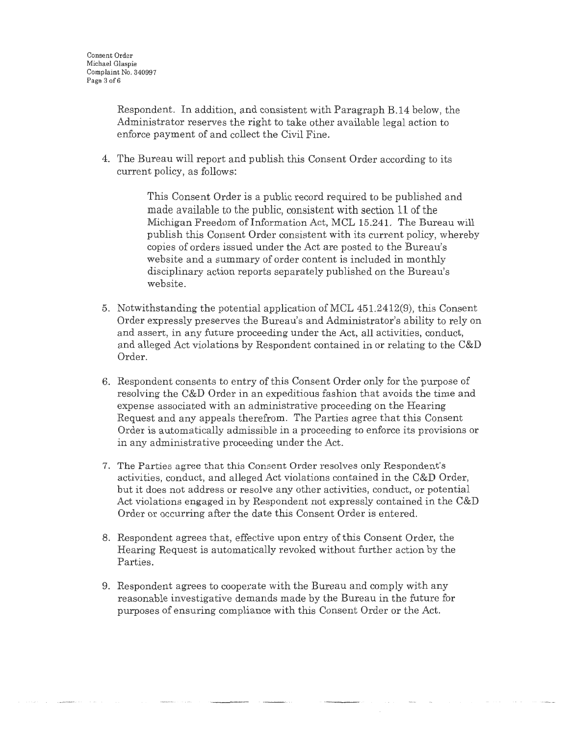Respondent. In addition, and consistent with Paragraph B.14 below, the Administrator reserves the right to take other available legal action to enforce payment of and collect the Civil Fine.

4. The Bureau will report and publish this Consent Order according to its current policy, as follows:

   > This Consent Order is a public record required to be published and made available to the public, consistent with section 11 of the Michigan Freedom of Information Act, MCL 15.241. The Bureau will publish this Consent Order consistent with its current policy, whereby copies of orders issued under the Act are posted to the Bureau's website and a summary of order content is included in monthly disciplinary action reports separately published on the Bureau's website.

5. Notwithstanding the potential application of MCL 451.2412(9), this Consent Order expressly preserves the Bureau's and Administrator's ability to rely on and assert, in any future proceeding under the Act, all activities, conduct, and alleged Act violations by Respondent contained in or relating to the C&D Order.

6. Respondent consents to entry of this Consent Order only for the purpose of resolving the C&D Order in an expeditious fashion that avoids the time and expense associated with an administrative proceeding on the Hearing Request and any appeals therefrom. The Parties agree that this Consent Order is automatically admissible in a proceeding to enforce its provisions or in any administrative proceeding under the Act.

7. The Parties agree that this Consent Order resolves only Respondent's activities, conduct, and alleged Act violations contained in the C&D Order, but it does not address or resolve any other activities, conduct, or potential Act violations engaged in by Respondent not expressly contained in the C&D Order or occurring after the date this Consent Order is entered.

8. Respondent agrees that, effective upon entry of this Consent Order, the Hearing Request is automatically revoked without further action by the Parties.

9. Respondent agrees to cooperate with the Bureau and comply with any reasonable investigative demands made by the Bureau in the future for purposes of ensuring compliance with this Consent Order or the Act.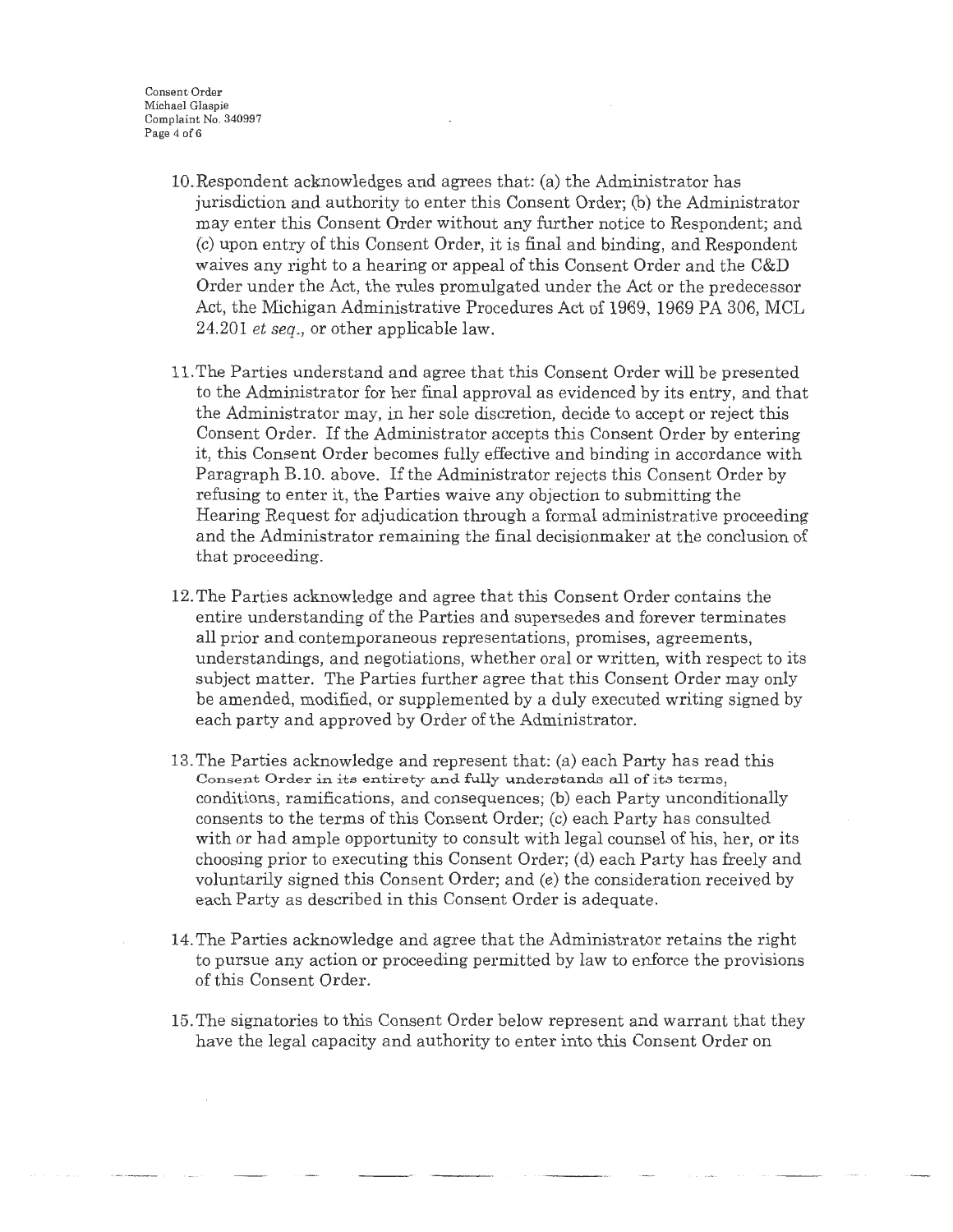10. Respondent acknowledges and agrees that: (a) the Administrator has jurisdiction and authority to enter this Consent Order; (b) the Administrator may enter this Consent Order without any further notice to Respondent; and (c) upon entry of this Consent Order, it is final and binding, and Respondent waives any right to a hearing or appeal of this Consent Order and the C&D Order under the Act, the rules promulgated under the Act or the predecessor Act, the Michigan Administrative Procedures Act of 1969, 1969 PA 306, MCL 24.201 *et seq*., or other applicable law.

11. The Parties understand and agree that this Consent Order will be presented to the Administrator for her final approval as evidenced by its entry, and that the Administrator may, in her sole discretion, decide to accept or reject this Consent Order. If the Administrator accepts this Consent Order by entering it, this Consent Order becomes fully effective and binding in accordance with Paragraph B.10. above. If the Administrator rejects this Consent Order by refusing to enter it, the Parties waive any objection to submitting the Hearing Request for adjudication through a formal administrative proceeding and the Administrator remaining the final decisionmaker at the conclusion of that proceeding.

12. The Parties acknowledge and agree that this Consent Order contains the entire understanding of the Parties and supersedes and forever terminates all prior and contemporaneous representations, promises, agreements, understandings, and negotiations, whether oral or written, with respect to its subject matter. The Parties further agree that this Consent Order may only be amended, modified, or supplemented by a duly executed writing signed by each party and approved by Order of the Administrator.

13. The Parties acknowledge and represent that: (a) each Party has read this Consent Order in its entirety and fully understands all of its terms, conditions, ramifications, and consequences; (b) each Party unconditionally consents to the terms of this Consent Order; (c) each Party has consulted with or had ample opportunity to consult with legal counsel of his, her, or its choosing prior to executing this Consent Order; (d) each Party has freely and voluntarily signed this Consent Order; and (e) the consideration received by each Party as described in this Consent Order is adequate.

14. The Parties acknowledge and agree that the Administrator retains the right to pursue any action or proceeding permitted by law to enforce the provisions of this Consent Order.

15. The signatories to this Consent Order below represent and warrant that they have the legal capacity and authority to enter into this Consent Order on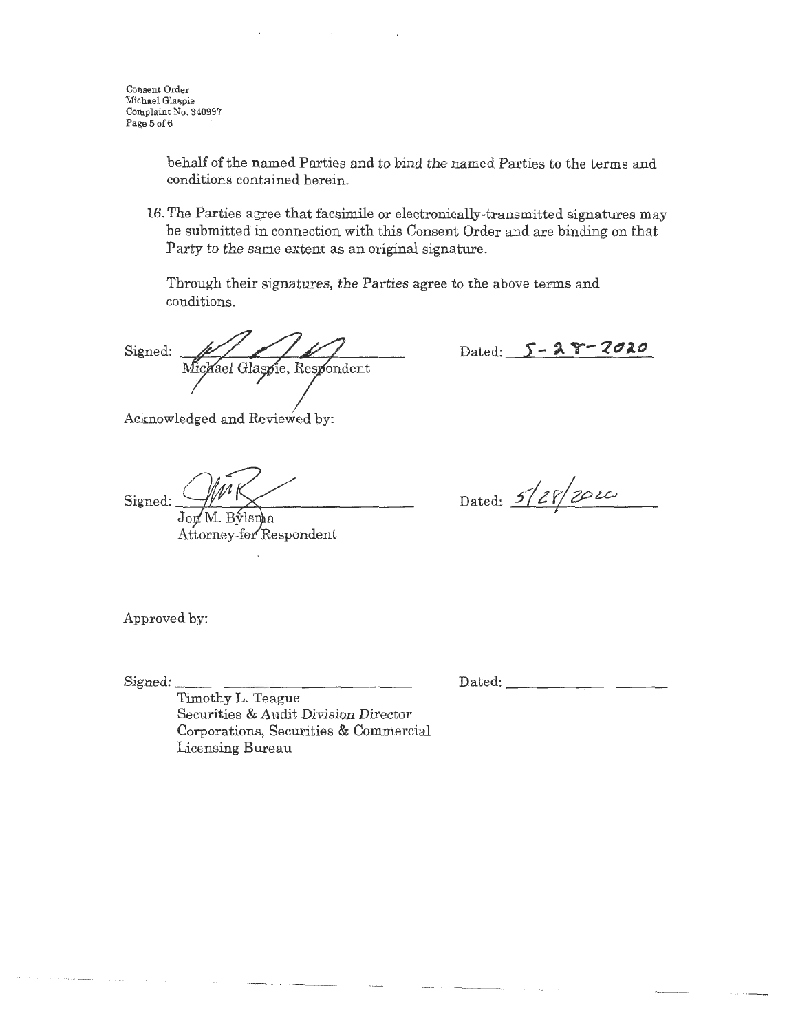behalf of the named Parties and to bind the named Parties to the terms and conditions contained herein.

16. The Parties agree that facsimile or electronically-transmitted signatures may be submitted in connection with this Consent Order and are binding on that Party to the same extent as an original signature.

Through their signatures, the Parties agree to the above terms and conditions.

Signed: ______________________________ Dated: 5-28-2020
Michael Glaspie, Respondent

Acknowledged and Reviewed by:

Signed: ______________________________ Dated: 5/28/2020
Jon M. Bylsma
Attorney for Respondent

Approved by:

Signed: ______________________________ Dated: ____________________
Timothy L. Teague
Securities & Audit Division Director
Corporations, Securities & Commercial Licensing Bureau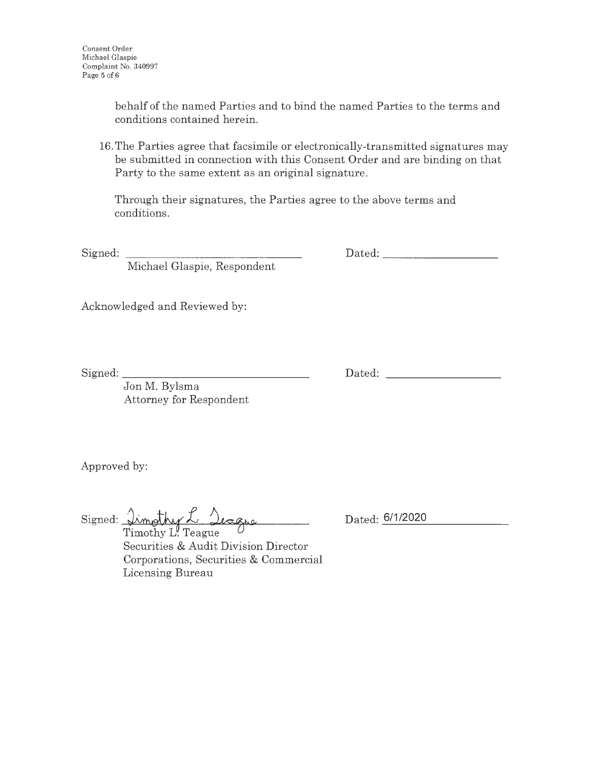behalf of the named Parties and to bind the named Parties to the terms and conditions contained herein.

16. The Parties agree that facsimile or electronically-transmitted signatures may be submitted in connection with this Consent Order and are binding on that Party to the same extent as an original signature.

Through their signatures, the Parties agree to the above terms and conditions.

Signed: ______________________________ Dated: ____________________
Michael Glaspie, Respondent

Acknowledged and Reviewed by:

Signed: ______________________________ Dated: ____________________
Jon M. Bylsma
Attorney for Respondent

Approved by:

Signed: Timothy L. Teague Dated: 6/1/2020
Timothy L. Teague
Securities & Audit Division Director
Corporations, Securities & Commercial Licensing Bureau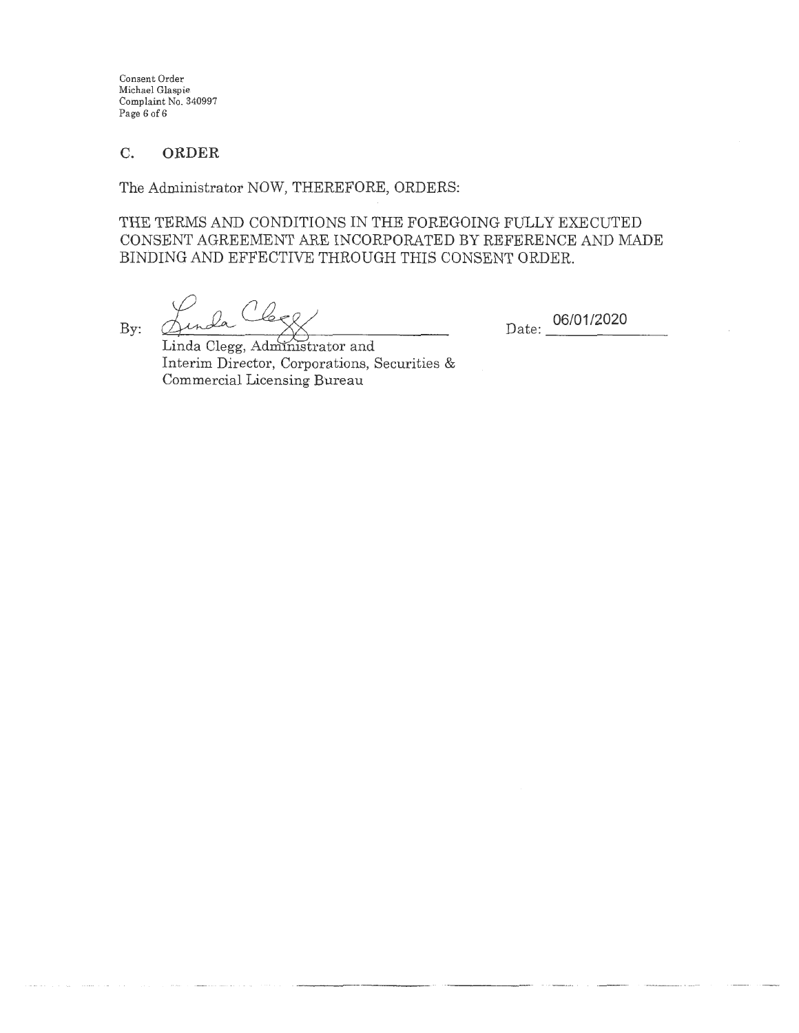## C. ORDER

The Administrator NOW, THEREFORE, ORDERS:

THE TERMS AND CONDITIONS IN THE FOREGOING FULLY EXECUTED CONSENT AGREEMENT ARE INCORPORATED BY REFERENCE AND MADE BINDING AND EFFECTIVE THROUGH THIS CONSENT ORDER.

By: Linda Clegg

Linda Clegg, Administrator and
Interim Director, Corporations, Securities &
Commercial Licensing Bureau

Date: 06/01/2020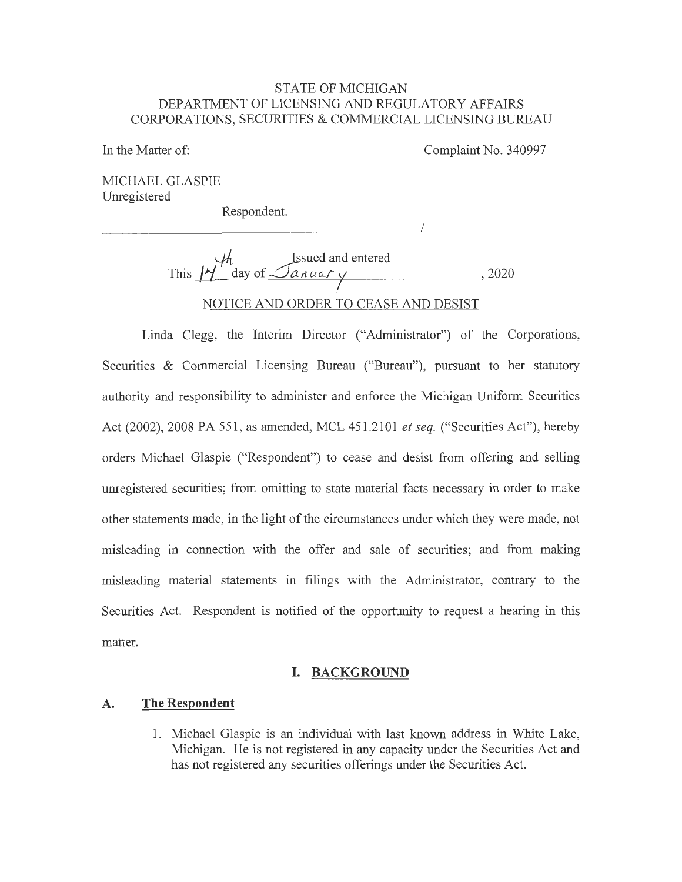STATE OF MICHIGAN
DEPARTMENT OF LICENSING AND REGULATORY AFFAIRS
CORPORATIONS, SECURITIES & COMMERCIAL LICENSING BUREAU

In the Matter of:

Complaint No. 340997

MICHAEL GLASPIE
Unregistered

Respondent.

______________________________________/

Issued and entered
This 14th day of January, 2020

NOTICE AND ORDER TO CEASE AND DESIST

Linda Clegg, the Interim Director ("Administrator") of the Corporations, Securities & Commercial Licensing Bureau ("Bureau"), pursuant to her statutory authority and responsibility to administer and enforce the Michigan Uniform Securities Act (2002), 2008 PA 551, as amended, MCL 451.2101 *et seq.* ("Securities Act"), hereby orders Michael Glaspie ("Respondent") to cease and desist from offering and selling unregistered securities; from omitting to state material facts necessary in order to make other statements made, in the light of the circumstances under which they were made, not misleading in connection with the offer and sale of securities; and from making misleading material statements in filings with the Administrator, contrary to the Securities Act. Respondent is notified of the opportunity to request a hearing in this matter.

## I. BACKGROUND

### A. The Respondent

1. Michael Glaspie is an individual with last known address in White Lake, Michigan. He is not registered in any capacity under the Securities Act and has not registered any securities offerings under the Securities Act.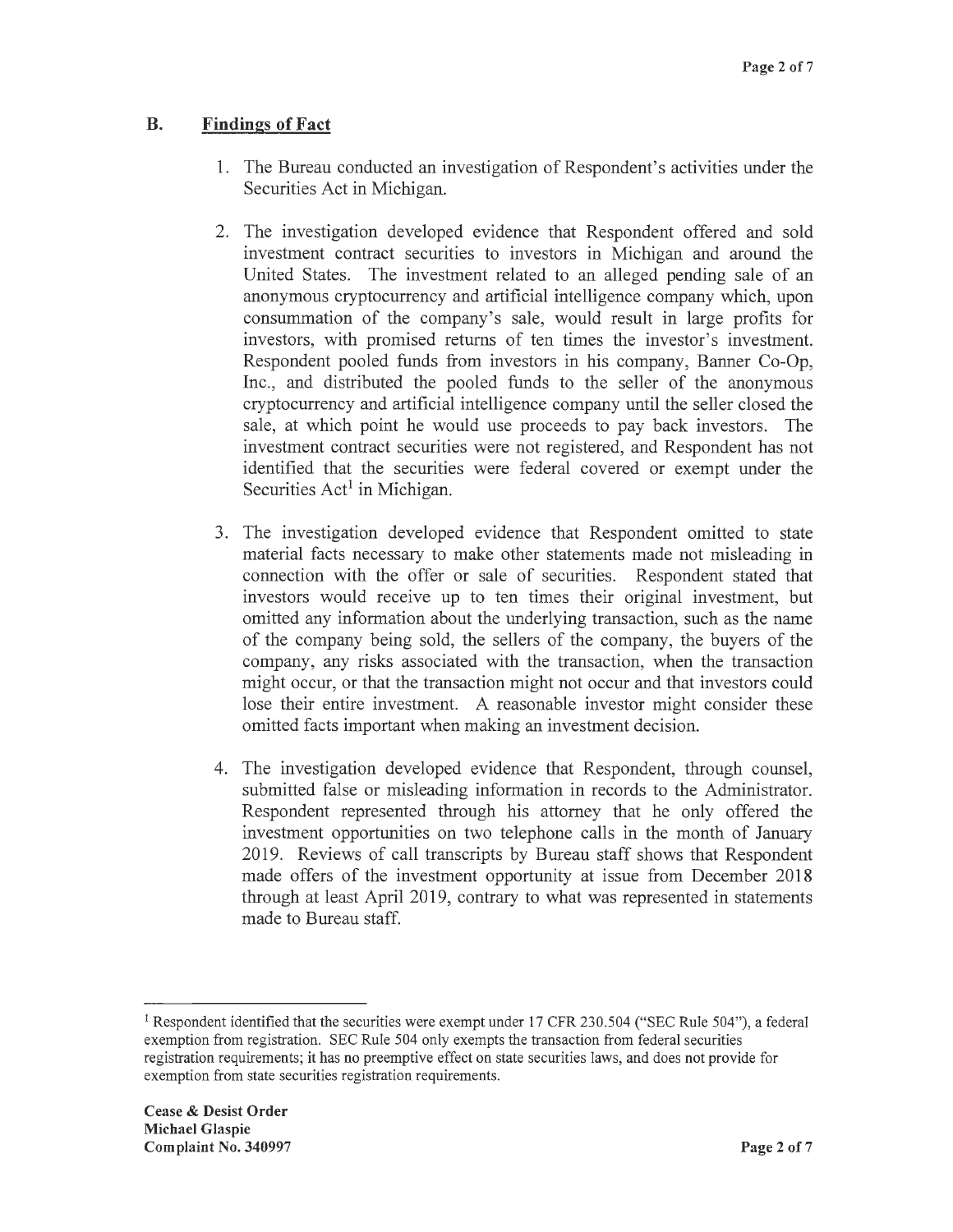## B. Findings of Fact

1. The Bureau conducted an investigation of Respondent's activities under the Securities Act in Michigan.

2. The investigation developed evidence that Respondent offered and sold investment contract securities to investors in Michigan and around the United States. The investment related to an alleged pending sale of an anonymous cryptocurrency and artificial intelligence company which, upon consummation of the company's sale, would result in large profits for investors, with promised returns of ten times the investor's investment. Respondent pooled funds from investors in his company, Banner Co-Op, Inc., and distributed the pooled funds to the seller of the anonymous cryptocurrency and artificial intelligence company until the seller closed the sale, at which point he would use proceeds to pay back investors. The investment contract securities were not registered, and Respondent has not identified that the securities were federal covered or exempt under the Securities Act[1] in Michigan.

3. The investigation developed evidence that Respondent omitted to state material facts necessary to make other statements made not misleading in connection with the offer or sale of securities. Respondent stated that investors would receive up to ten times their original investment, but omitted any information about the underlying transaction, such as the name of the company being sold, the sellers of the company, the buyers of the company, any risks associated with the transaction, when the transaction might occur, or that the transaction might not occur and that investors could lose their entire investment. A reasonable investor might consider these omitted facts important when making an investment decision.

4. The investigation developed evidence that Respondent, through counsel, submitted false or misleading information in records to the Administrator. Respondent represented through his attorney that he only offered the investment opportunities on two telephone calls in the month of January 2019. Reviews of call transcripts by Bureau staff shows that Respondent made offers of the investment opportunity at issue from December 2018 through at least April 2019, contrary to what was represented in statements made to Bureau staff.

---

[1] Respondent identified that the securities were exempt under 17 CFR 230.504 ("SEC Rule 504"), a federal exemption from registration. SEC Rule 504 only exempts the transaction from federal securities registration requirements; it has no preemptive effect on state securities laws, and does not provide for exemption from state securities registration requirements.

**Cease & Desist Order**
**Michael Glaspie**
**Complaint No. 340997**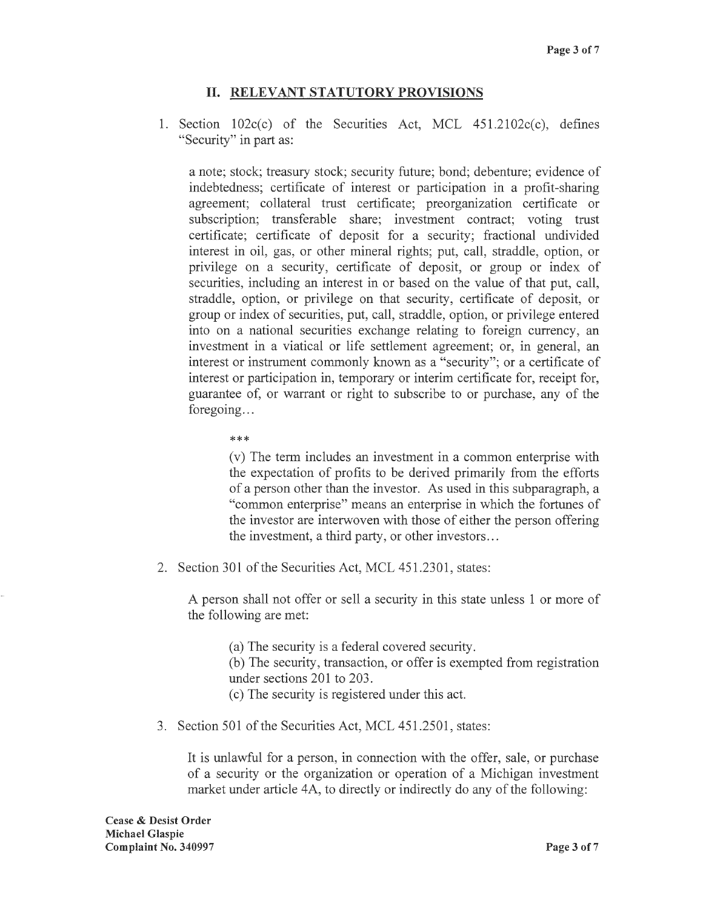## II. RELEVANT STATUTORY PROVISIONS

1. Section 102c(c) of the Securities Act, MCL 451.2102c(c), defines "Security" in part as:

   a note; stock; treasury stock; security future; bond; debenture; evidence of indebtedness; certificate of interest or participation in a profit-sharing agreement; collateral trust certificate; preorganization certificate or subscription; transferable share; investment contract; voting trust certificate; certificate of deposit for a security; fractional undivided interest in oil, gas, or other mineral rights; put, call, straddle, option, or privilege on a security, certificate of deposit, or group or index of securities, including an interest in or based on the value of that put, call, straddle, option, or privilege on that security, certificate of deposit, or group or index of securities, put, call, straddle, option, or privilege entered into on a national securities exchange relating to foreign currency, an investment in a viatical or life settlement agreement; or, in general, an interest or instrument commonly known as a "security"; or a certificate of interest or participation in, temporary or interim certificate for, receipt for, guarantee of, or warrant or right to subscribe to or purchase, any of the foregoing…

   ***

   (v) The term includes an investment in a common enterprise with the expectation of profits to be derived primarily from the efforts of a person other than the investor. As used in this subparagraph, a "common enterprise" means an enterprise in which the fortunes of the investor are interwoven with those of either the person offering the investment, a third party, or other investors…

2. Section 301 of the Securities Act, MCL 451.2301, states:

   A person shall not offer or sell a security in this state unless 1 or more of the following are met:

   (a) The security is a federal covered security.

   (b) The security, transaction, or offer is exempted from registration under sections 201 to 203.

   (c) The security is registered under this act.

3. Section 501 of the Securities Act, MCL 451.2501, states:

   It is unlawful for a person, in connection with the offer, sale, or purchase of a security or the organization or operation of a Michigan investment market under article 4A, to directly or indirectly do any of the following: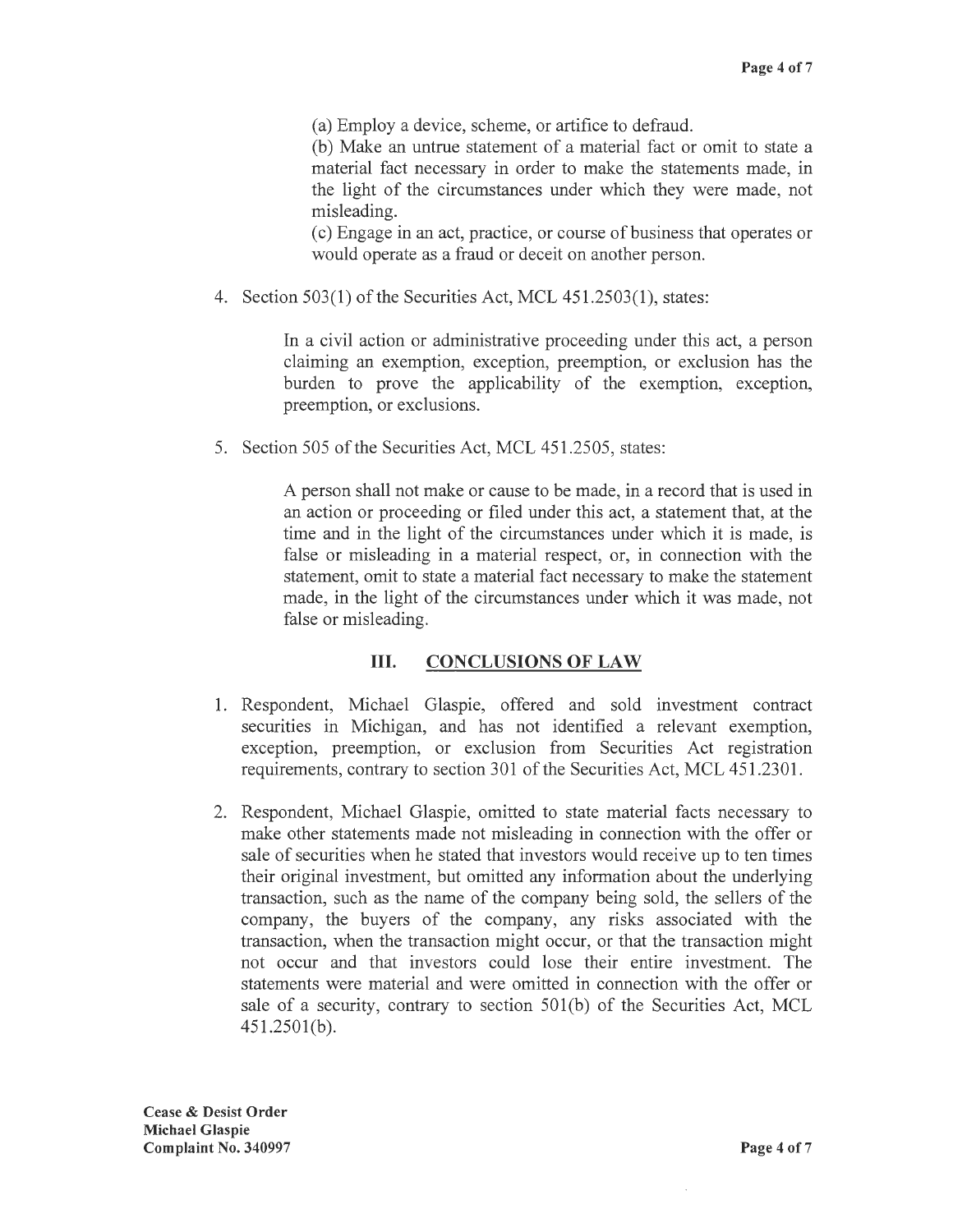(a) Employ a device, scheme, or artifice to defraud.

(b) Make an untrue statement of a material fact or omit to state a material fact necessary in order to make the statements made, in the light of the circumstances under which they were made, not misleading.

(c) Engage in an act, practice, or course of business that operates or would operate as a fraud or deceit on another person.

4. Section 503(1) of the Securities Act, MCL 451.2503(1), states:

   > In a civil action or administrative proceeding under this act, a person claiming an exemption, exception, preemption, or exclusion has the burden to prove the applicability of the exemption, exception, preemption, or exclusions.

5. Section 505 of the Securities Act, MCL 451.2505, states:

   > A person shall not make or cause to be made, in a record that is used in an action or proceeding or filed under this act, a statement that, at the time and in the light of the circumstances under which it is made, is false or misleading in a material respect, or, in connection with the statement, omit to state a material fact necessary to make the statement made, in the light of the circumstances under which it was made, not false or misleading.

## III. CONCLUSIONS OF LAW

1. Respondent, Michael Glaspie, offered and sold investment contract securities in Michigan, and has not identified a relevant exemption, exception, preemption, or exclusion from Securities Act registration requirements, contrary to section 301 of the Securities Act, MCL 451.2301.

2. Respondent, Michael Glaspie, omitted to state material facts necessary to make other statements made not misleading in connection with the offer or sale of securities when he stated that investors would receive up to ten times their original investment, but omitted any information about the underlying transaction, such as the name of the company being sold, the sellers of the company, the buyers of the company, any risks associated with the transaction, when the transaction might occur, or that the transaction might not occur and that investors could lose their entire investment. The statements were material and were omitted in connection with the offer or sale of a security, contrary to section 501(b) of the Securities Act, MCL 451.2501(b).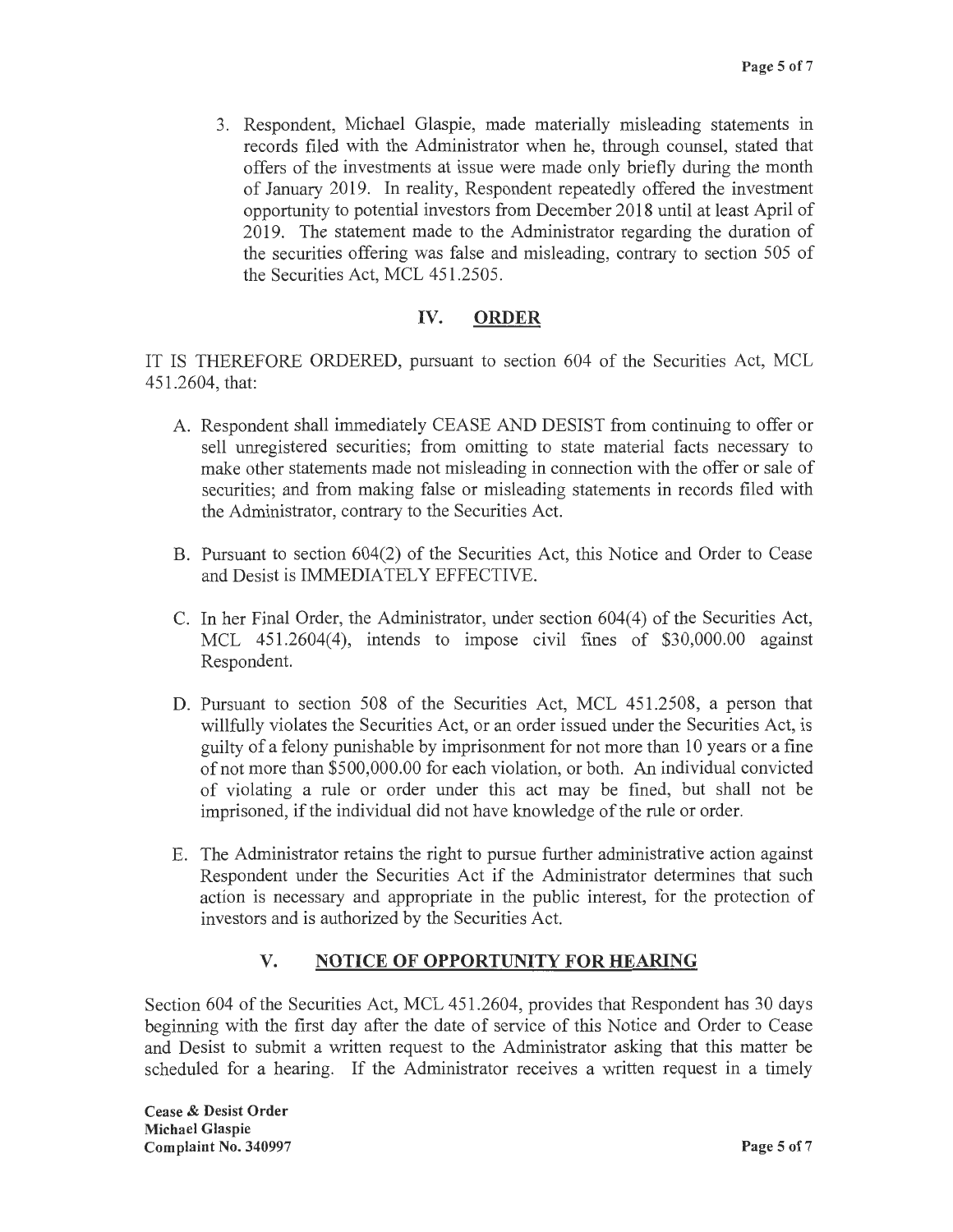3. Respondent, Michael Glaspie, made materially misleading statements in records filed with the Administrator when he, through counsel, stated that offers of the investments at issue were made only briefly during the month of January 2019. In reality, Respondent repeatedly offered the investment opportunity to potential investors from December 2018 until at least April of 2019. The statement made to the Administrator regarding the duration of the securities offering was false and misleading, contrary to section 505 of the Securities Act, MCL 451.2505.

## IV. ORDER

IT IS THEREFORE ORDERED, pursuant to section 604 of the Securities Act, MCL 451.2604, that:

A. Respondent shall immediately CEASE AND DESIST from continuing to offer or sell unregistered securities; from omitting to state material facts necessary to make other statements made not misleading in connection with the offer or sale of securities; and from making false or misleading statements in records filed with the Administrator, contrary to the Securities Act.

B. Pursuant to section 604(2) of the Securities Act, this Notice and Order to Cease and Desist is IMMEDIATELY EFFECTIVE.

C. In her Final Order, the Administrator, under section 604(4) of the Securities Act, MCL 451.2604(4), intends to impose civil fines of $30,000.00 against Respondent.

D. Pursuant to section 508 of the Securities Act, MCL 451.2508, a person that willfully violates the Securities Act, or an order issued under the Securities Act, is guilty of a felony punishable by imprisonment for not more than 10 years or a fine of not more than $500,000.00 for each violation, or both. An individual convicted of violating a rule or order under this act may be fined, but shall not be imprisoned, if the individual did not have knowledge of the rule or order.

E. The Administrator retains the right to pursue further administrative action against Respondent under the Securities Act if the Administrator determines that such action is necessary and appropriate in the public interest, for the protection of investors and is authorized by the Securities Act.

## V. NOTICE OF OPPORTUNITY FOR HEARING

Section 604 of the Securities Act, MCL 451.2604, provides that Respondent has 30 days beginning with the first day after the date of service of this Notice and Order to Cease and Desist to submit a written request to the Administrator asking that this matter be scheduled for a hearing. If the Administrator receives a written request in a timely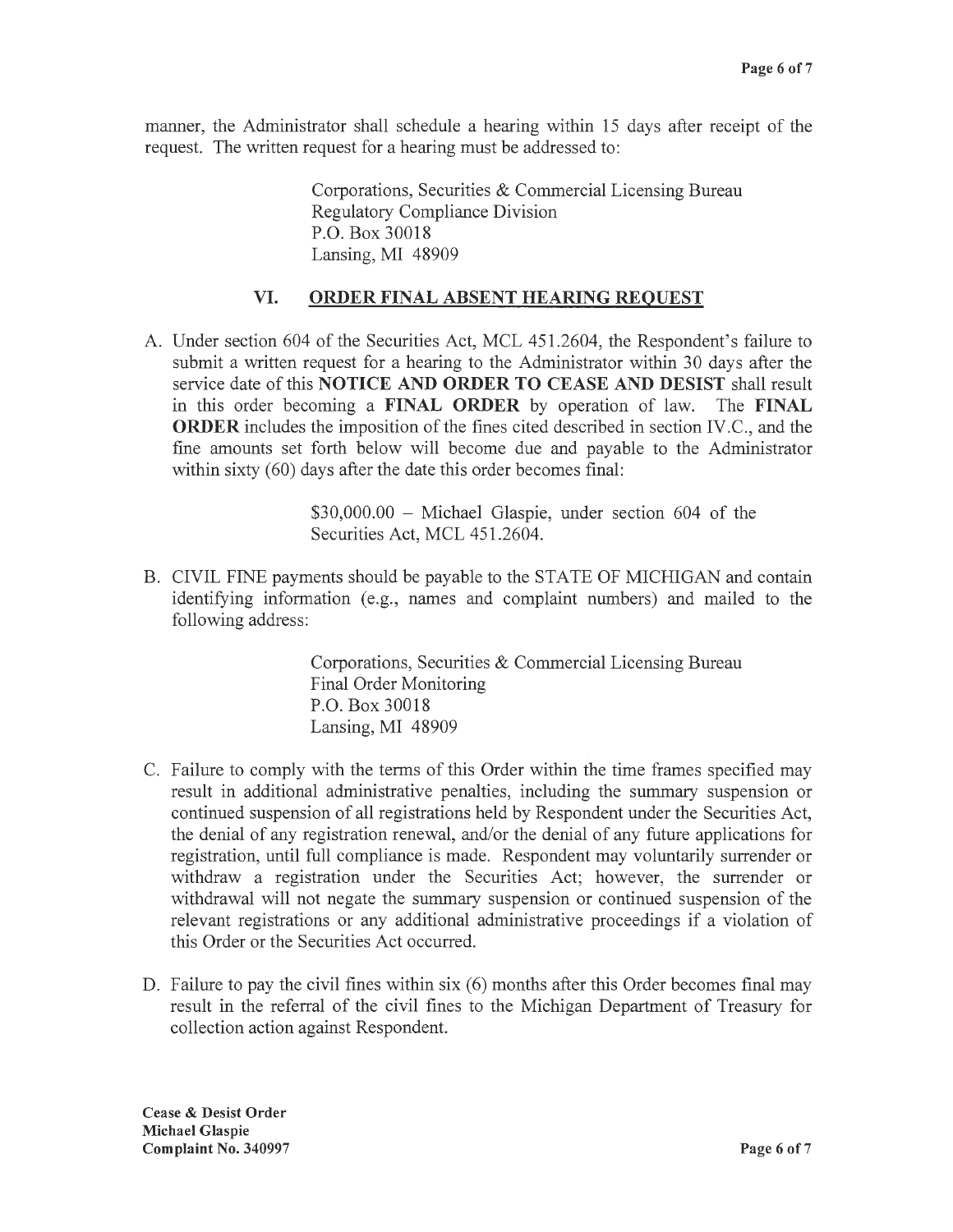manner, the Administrator shall schedule a hearing within 15 days after receipt of the request. The written request for a hearing must be addressed to:

> Corporations, Securities & Commercial Licensing Bureau
> Regulatory Compliance Division
> P.O. Box 30018
> Lansing, MI 48909

## VI. ORDER FINAL ABSENT HEARING REQUEST

A. Under section 604 of the Securities Act, MCL 451.2604, the Respondent's failure to submit a written request for a hearing to the Administrator within 30 days after the service date of this **NOTICE AND ORDER TO CEASE AND DESIST** shall result in this order becoming a **FINAL ORDER** by operation of law. The **FINAL ORDER** includes the imposition of the fines cited described in section IV.C., and the fine amounts set forth below will become due and payable to the Administrator within sixty (60) days after the date this order becomes final:

> $30,000.00 – Michael Glaspie, under section 604 of the Securities Act, MCL 451.2604.

B. CIVIL FINE payments should be payable to the STATE OF MICHIGAN and contain identifying information (e.g., names and complaint numbers) and mailed to the following address:

> Corporations, Securities & Commercial Licensing Bureau
> Final Order Monitoring
> P.O. Box 30018
> Lansing, MI 48909

C. Failure to comply with the terms of this Order within the time frames specified may result in additional administrative penalties, including the summary suspension or continued suspension of all registrations held by Respondent under the Securities Act, the denial of any registration renewal, and/or the denial of any future applications for registration, until full compliance is made. Respondent may voluntarily surrender or withdraw a registration under the Securities Act; however, the surrender or withdrawal will not negate the summary suspension or continued suspension of the relevant registrations or any additional administrative proceedings if a violation of this Order or the Securities Act occurred.

D. Failure to pay the civil fines within six (6) months after this Order becomes final may result in the referral of the civil fines to the Michigan Department of Treasury for collection action against Respondent.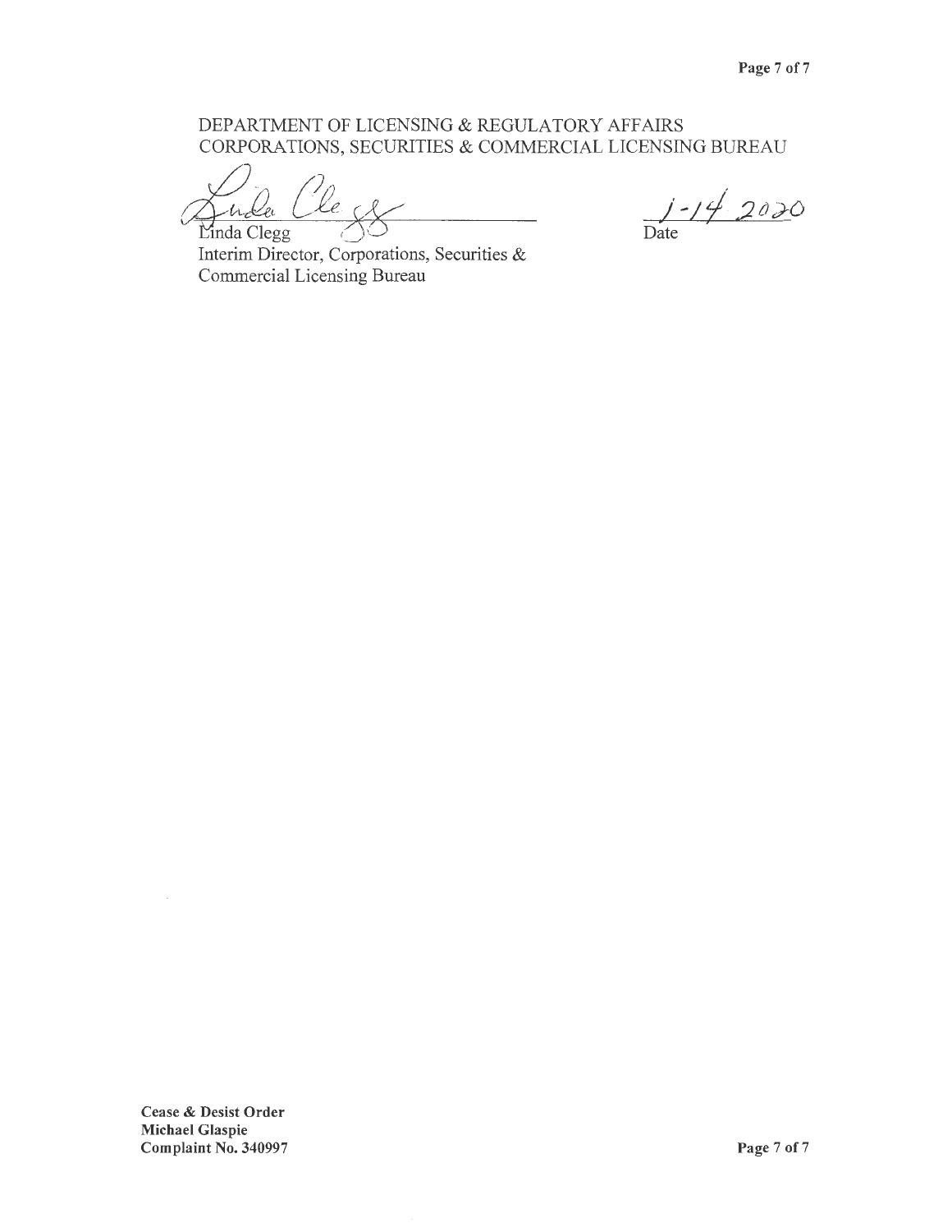DEPARTMENT OF LICENSING & REGULATORY AFFAIRS
CORPORATIONS, SECURITIES & COMMERCIAL LICENSING BUREAU

Linda Clegg
Interim Director, Corporations, Securities & Commercial Licensing Bureau

1-14-2020
Date

**Cease & Desist Order**
**Michael Glaspie**
**Complaint No. 340997**